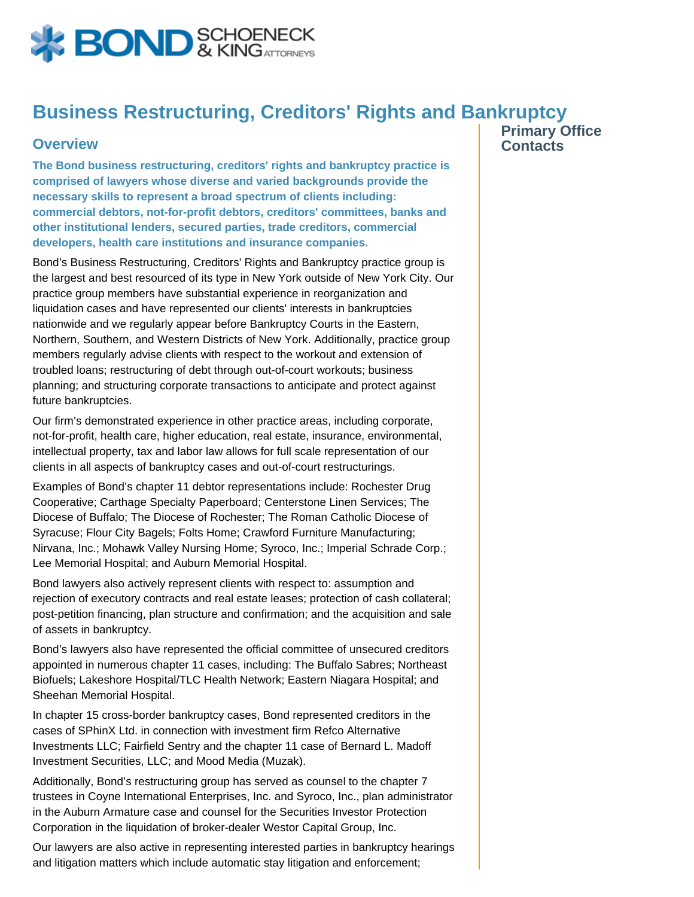# Business Restructuring, Creditors' Rights and Bankruptcy

## Overview

**The Bond business restructuring, creditors' rights and bankruptcy practice is comprised of lawyers whose diverse and varied backgrounds provide the necessary skills to represent a broad spectrum of clients including: commercial debtors, not-for-profit debtors, creditors' committees, banks and other institutional lenders, secured parties, trade creditors, commercial developers, health care institutions and insurance companies.**

Bond's Business Restructuring, Creditors' Rights and Bankruptcy practice group is the largest and best resourced of its type in New York outside of New York City. Our practice group members have substantial experience in reorganization and liquidation cases and have represented our clients' interests in bankruptcies nationwide and we regularly appear before Bankruptcy Courts in the Eastern, Northern, Southern, and Western Districts of New York. Additionally, practice group members regularly advise clients with respect to the workout and extension of troubled loans; restructuring of debt through out-of-court workouts; business planning; and structuring corporate transactions to anticipate and protect against future bankruptcies.

Our firm's demonstrated experience in other practice areas, including corporate, not-for-profit, health care, higher education, real estate, insurance, environmental, intellectual property, tax and labor law allows for full scale representation of our clients in all aspects of bankruptcy cases and out-of-court restructurings.

Examples of Bond's chapter 11 debtor representations include: Rochester Drug Cooperative; Carthage Specialty Paperboard; Centerstone Linen Services; The Diocese of Buffalo; The Diocese of Rochester; The Roman Catholic Diocese of Syracuse; Flour City Bagels; Folts Home; Crawford Furniture Manufacturing; Nirvana, Inc.; Mohawk Valley Nursing Home; Syroco, Inc.; Imperial Schrade Corp.; Lee Memorial Hospital; and Auburn Memorial Hospital.

Bond lawyers also actively represent clients with respect to: assumption and rejection of executory contracts and real estate leases; protection of cash collateral; post-petition financing, plan structure and confirmation; and the acquisition and sale of assets in bankruptcy.

Bond's lawyers also have represented the official committee of unsecured creditors appointed in numerous chapter 11 cases, including: The Buffalo Sabres; Northeast Biofuels; Lakeshore Hospital/TLC Health Network; Eastern Niagara Hospital; and Sheehan Memorial Hospital.

In chapter 15 cross-border bankruptcy cases, Bond represented creditors in the cases of SPhinX Ltd. in connection with investment firm Refco Alternative Investments LLC; Fairfield Sentry and the chapter 11 case of Bernard L. Madoff Investment Securities, LLC; and Mood Media (Muzak).

Additionally, Bond's restructuring group has served as counsel to the chapter 7 trustees in Coyne International Enterprises, Inc. and Syroco, Inc., plan administrator in the Auburn Armature case and counsel for the Securities Investor Protection Corporation in the liquidation of broker-dealer Westor Capital Group, Inc.

Our lawyers are also active in representing interested parties in bankruptcy hearings and litigation matters which include automatic stay litigation and enforcement;

## Primary Office Contacts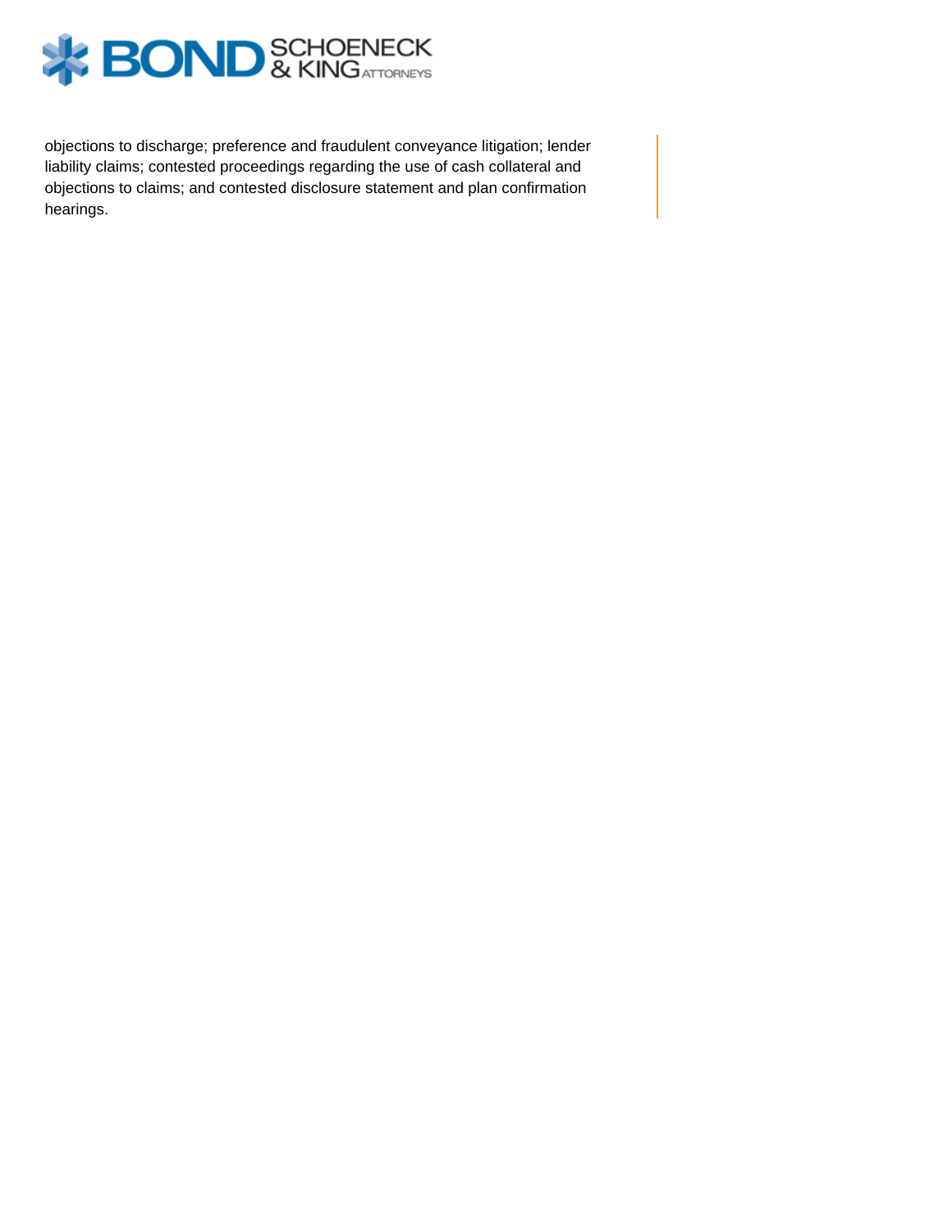objections to discharge; preference and fraudulent conveyance litigation; lender liability claims; contested proceedings regarding the use of cash collateral and objections to claims; and contested disclosure statement and plan confirmation hearings.